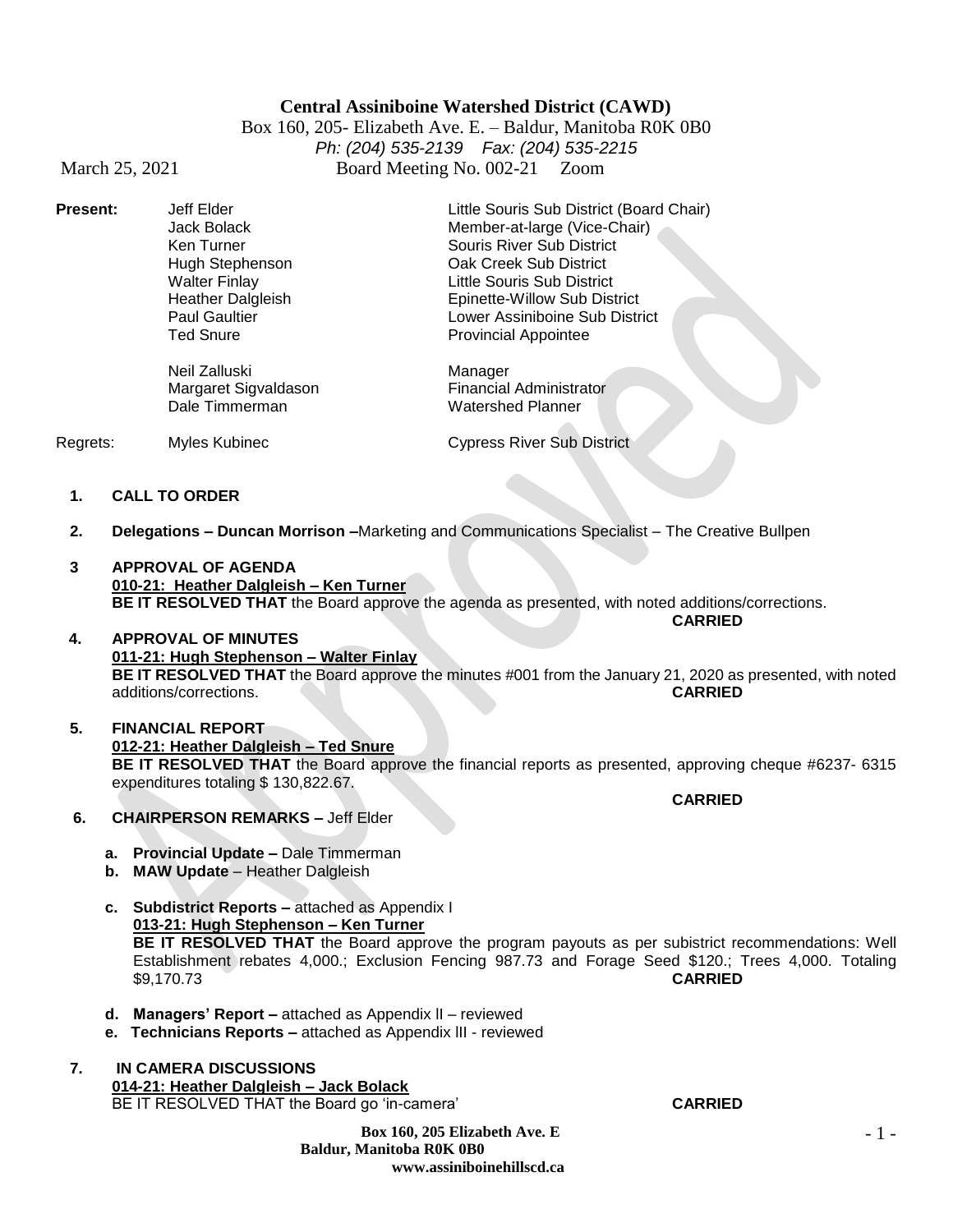**Central Assiniboine Watershed District (CAWD)**

Box 160, 205- Elizabeth Ave. E. – Baldur, Manitoba R0K 0B0

*Ph: (204) 535-2139 Fax: (204) 535-2215*

March 25, 2021 Board Meeting No. 002-21 Zoom

| | | |
|---|---|---|
| **Present:** | Jeff Elder | Little Souris Sub District (Board Chair) |
| | Jack Bolack | Member-at-large (Vice-Chair) |
| | Ken Turner | Souris River Sub District |
| | Hugh Stephenson | Oak Creek Sub District |
| | Walter Finlay | Little Souris Sub District |
| | Heather Dalgleish | Epinette-Willow Sub District |
| | Paul Gaultier | Lower Assiniboine Sub District |
| | Ted Snure | Provincial Appointee |
| | Neil Zalluski | Manager |
| | Margaret Sigvaldason | Financial Administrator |
| | Dale Timmerman | Watershed Planner |
| Regrets: | Myles Kubinec | Cypress River Sub District |

1. **CALL TO ORDER**

2. **Delegations – Duncan Morrison –**Marketing and Communications Specialist – The Creative Bullpen

3. **APPROVAL OF AGENDA**

   **010-21: Heather Dalgleish – Ken Turner**

   **BE IT RESOLVED THAT** the Board approve the agenda as presented, with noted additions/corrections.
   **CARRIED**

4. **APPROVAL OF MINUTES**

   **011-21: Hugh Stephenson – Walter Finlay**

   **BE IT RESOLVED THAT** the Board approve the minutes #001 from the January 21, 2020 as presented, with noted additions/corrections. **CARRIED**

5. **FINANCIAL REPORT**

   **012-21: Heather Dalgleish – Ted Snure**

   **BE IT RESOLVED THAT** the Board approve the financial reports as presented, approving cheque #6237- 6315 expenditures totaling $ 130,822.67.
   **CARRIED**

6. **CHAIRPERSON REMARKS –** Jeff Elder

   a. **Provincial Update –** Dale Timmerman
   b. **MAW Update** – Heather Dalgleish
   c. **Subdistrict Reports –** attached as Appendix I

      **013-21: Hugh Stephenson – Ken Turner**

      **BE IT RESOLVED THAT** the Board approve the program payouts as per subistrict recommendations: Well Establishment rebates 4,000.; Exclusion Fencing 987.73 and Forage Seed $120.; Trees 4,000. Totaling $9,170.73 **CARRIED**

   d. **Managers' Report –** attached as Appendix II – reviewed
   e. **Technicians Reports –** attached as Appendix III - reviewed

7. **IN CAMERA DISCUSSIONS**

   **014-21: Heather Dalgleish – Jack Bolack**

   BE IT RESOLVED THAT the Board go 'in-camera' **CARRIED**

**Box 160, 205 Elizabeth Ave. E**
**Baldur, Manitoba R0K 0B0**
**www.assiniboinehillscd.ca**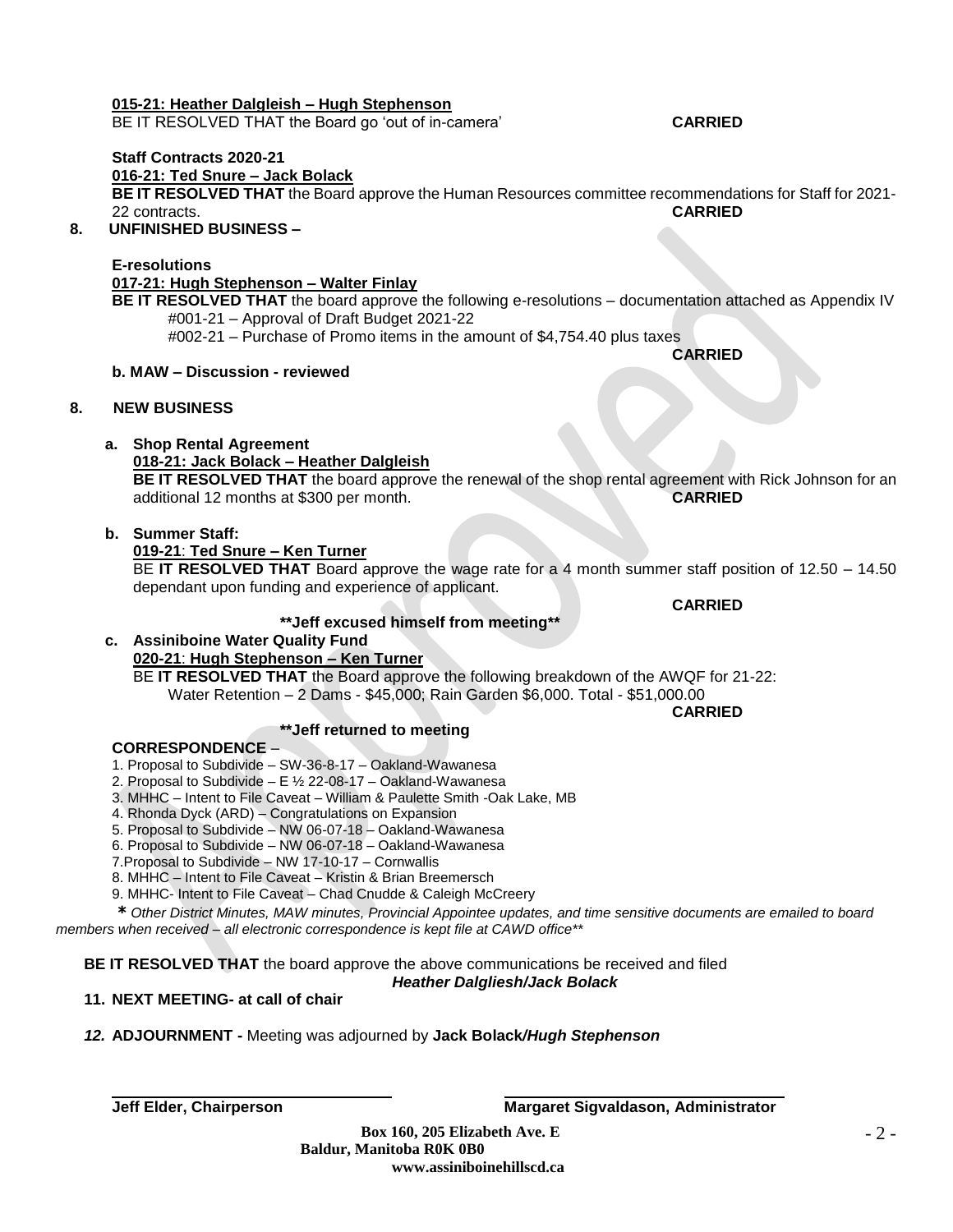**015-21: Heather Dalgleish – Hugh Stephenson**

BE IT RESOLVED THAT the Board go 'out of in-camera' **CARRIED**

**Staff Contracts 2020-21**

**016-21: Ted Snure – Jack Bolack**

**BE IT RESOLVED THAT** the Board approve the Human Resources committee recommendations for Staff for 2021-22 contracts. **CARRIED**

**8. UNFINISHED BUSINESS –**

**E-resolutions**

**017-21: Hugh Stephenson – Walter Finlay**

**BE IT RESOLVED THAT** the board approve the following e-resolutions – documentation attached as Appendix IV

#001-21 – Approval of Draft Budget 2021-22

#002-21 – Purchase of Promo items in the amount of $4,754.40 plus taxes

**CARRIED**

**b. MAW – Discussion - reviewed**

**8. NEW BUSINESS**

**a. Shop Rental Agreement**

**018-21: Jack Bolack – Heather Dalgleish**

**BE IT RESOLVED THAT** the board approve the renewal of the shop rental agreement with Rick Johnson for an additional 12 months at $300 per month. **CARRIED**

**b. Summer Staff:**

**019-21**: **Ted Snure – Ken Turner**

BE **IT RESOLVED THAT** Board approve the wage rate for a 4 month summer staff position of 12.50 – 14.50 dependant upon funding and experience of applicant.

**CARRIED**

**\*\*Jeff excused himself from meeting\*\***

**c. Assiniboine Water Quality Fund**

**020-21**: **Hugh Stephenson – Ken Turner**

BE **IT RESOLVED THAT** the Board approve the following breakdown of the AWQF for 21-22:

Water Retention – 2 Dams - $45,000; Rain Garden $6,000. Total - $51,000.00

**CARRIED**

**\*\*Jeff returned to meeting**

**CORRESPONDENCE** –

1. Proposal to Subdivide – SW-36-8-17 – Oakland-Wawanesa
2. Proposal to Subdivide – E ½ 22-08-17 – Oakland-Wawanesa
3. MHHC – Intent to File Caveat – William & Paulette Smith -Oak Lake, MB
4. Rhonda Dyck (ARD) – Congratulations on Expansion
5. Proposal to Subdivide – NW 06-07-18 – Oakland-Wawanesa
6. Proposal to Subdivide – NW 06-07-18 – Oakland-Wawanesa
7. Proposal to Subdivide – NW 17-10-17 – Cornwallis
8. MHHC – Intent to File Caveat – Kristin & Brian Breemersch
9. MHHC- Intent to File Caveat – Chad Cnudde & Caleigh McCreery

*\* Other District Minutes, MAW minutes, Provincial Appointee updates, and time sensitive documents are emailed to board members when received – all electronic correspondence is kept file at CAWD office\*\**

**BE IT RESOLVED THAT** the board approve the above communications be received and filed

***Heather Dalgliesh/Jack Bolack***

**11. NEXT MEETING- at call of chair**

***12.*** **ADJOURNMENT -** Meeting was adjourned by **Jack Bolack*/Hugh Stephenson***

**Jeff Elder, Chairperson** **Margaret Sigvaldason, Administrator**

**Box 160, 205 Elizabeth Ave. E**
**Baldur, Manitoba R0K 0B0**
**www.assiniboinehillscd.ca**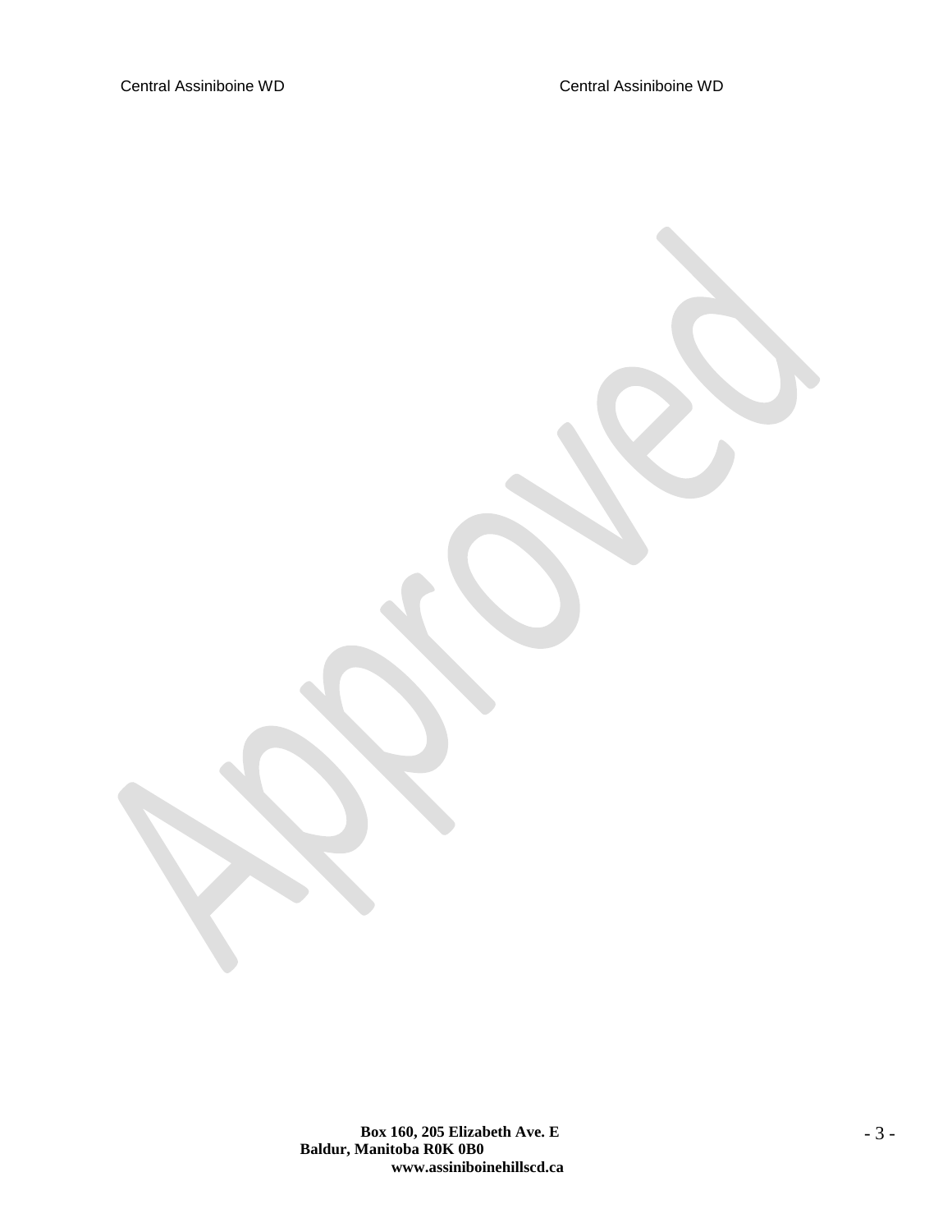Central Assiniboine WD Central Assiniboine WD